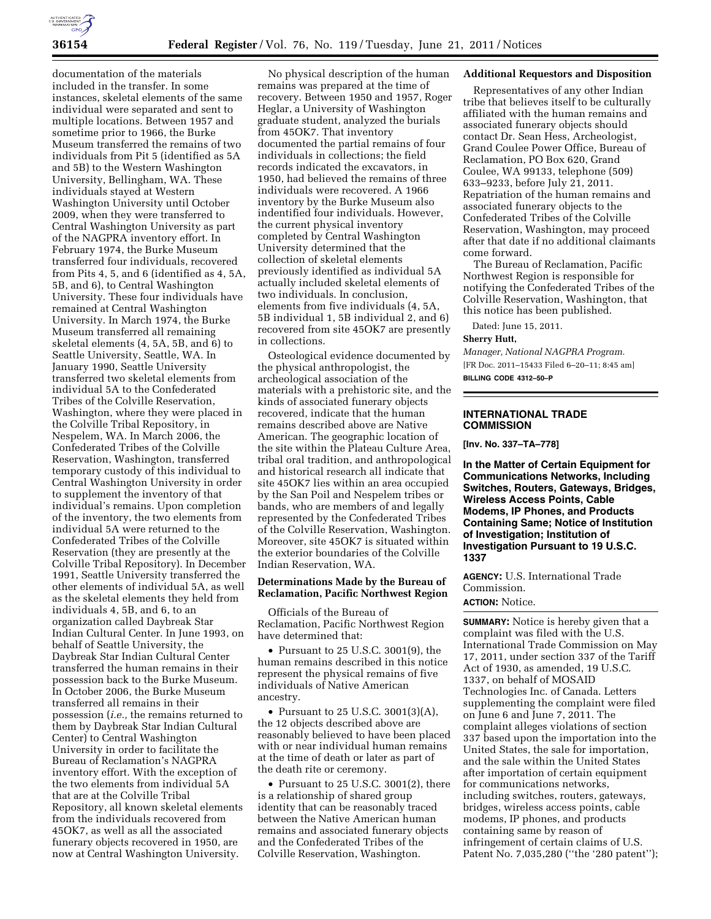documentation of the materials included in the transfer. In some instances, skeletal elements of the same individual were separated and sent to multiple locations. Between 1957 and sometime prior to 1966, the Burke Museum transferred the remains of two individuals from Pit 5 (identified as 5A and 5B) to the Western Washington University, Bellingham, WA. These individuals stayed at Western Washington University until October 2009, when they were transferred to Central Washington University as part of the NAGPRA inventory effort. In February 1974, the Burke Museum transferred four individuals, recovered from Pits 4, 5, and 6 (identified as 4, 5A, 5B, and 6), to Central Washington University. These four individuals have remained at Central Washington University. In March 1974, the Burke Museum transferred all remaining skeletal elements (4, 5A, 5B, and 6) to Seattle University, Seattle, WA. In January 1990, Seattle University transferred two skeletal elements from individual 5A to the Confederated Tribes of the Colville Reservation, Washington, where they were placed in the Colville Tribal Repository, in Nespelem, WA. In March 2006, the Confederated Tribes of the Colville Reservation, Washington, transferred temporary custody of this individual to Central Washington University in order to supplement the inventory of that individual's remains. Upon completion of the inventory, the two elements from individual 5A were returned to the Confederated Tribes of the Colville Reservation (they are presently at the Colville Tribal Repository). In December 1991, Seattle University transferred the other elements of individual 5A, as well as the skeletal elements they held from individuals 4, 5B, and 6, to an organization called Daybreak Star Indian Cultural Center. In June 1993, on behalf of Seattle University, the Daybreak Star Indian Cultural Center transferred the human remains in their possession back to the Burke Museum. In October 2006, the Burke Museum transferred all remains in their possession (*i.e.,* the remains returned to them by Daybreak Star Indian Cultural Center) to Central Washington University in order to facilitate the Bureau of Reclamation's NAGPRA inventory effort. With the exception of the two elements from individual 5A that are at the Colville Tribal Repository, all known skeletal elements from the individuals recovered from 45OK7, as well as all the associated funerary objects recovered in 1950, are now at Central Washington University.

No physical description of the human remains was prepared at the time of recovery. Between 1950 and 1957, Roger Heglar, a University of Washington graduate student, analyzed the burials from 45OK7. That inventory documented the partial remains of four individuals in collections; the field records indicated the excavators, in 1950, had believed the remains of three individuals were recovered. A 1966 inventory by the Burke Museum also indentified four individuals. However, the current physical inventory completed by Central Washington University determined that the collection of skeletal elements previously identified as individual 5A actually included skeletal elements of two individuals. In conclusion, elements from five individuals (4, 5A, 5B individual 1, 5B individual 2, and 6) recovered from site 45OK7 are presently in collections.

Osteological evidence documented by the physical anthropologist, the archeological association of the materials with a prehistoric site, and the kinds of associated funerary objects recovered, indicate that the human remains described above are Native American. The geographic location of the site within the Plateau Culture Area, tribal oral tradition, and anthropological and historical research all indicate that site 45OK7 lies within an area occupied by the San Poil and Nespelem tribes or bands, who are members of and legally represented by the Confederated Tribes of the Colville Reservation, Washington. Moreover, site 45OK7 is situated within the exterior boundaries of the Colville Indian Reservation, WA.

### Determinations Made by the Bureau of Reclamation, Pacific Northwest Region

Officials of the Bureau of Reclamation, Pacific Northwest Region have determined that:

- Pursuant to 25 U.S.C. 3001(9), the human remains described in this notice represent the physical remains of five individuals of Native American ancestry.
- Pursuant to 25 U.S.C. 3001(3)(A), the 12 objects described above are reasonably believed to have been placed with or near individual human remains at the time of death or later as part of the death rite or ceremony.
- Pursuant to 25 U.S.C. 3001(2), there is a relationship of shared group identity that can be reasonably traced between the Native American human remains and associated funerary objects and the Confederated Tribes of the Colville Reservation, Washington.

### Additional Requestors and Disposition

Representatives of any other Indian tribe that believes itself to be culturally affiliated with the human remains and associated funerary objects should contact Dr. Sean Hess, Archeologist, Grand Coulee Power Office, Bureau of Reclamation, PO Box 620, Grand Coulee, WA 99133, telephone (509) 633–9233, before July 21, 2011. Repatriation of the human remains and associated funerary objects to the Confederated Tribes of the Colville Reservation, Washington, may proceed after that date if no additional claimants come forward.

The Bureau of Reclamation, Pacific Northwest Region is responsible for notifying the Confederated Tribes of the Colville Reservation, Washington, that this notice has been published.

Dated: June 15, 2011.

**Sherry Hutt,**

*Manager, National NAGPRA Program.*

[FR Doc. 2011–15433 Filed 6–20–11; 8:45 am]

**BILLING CODE 4312–50–P**

## INTERNATIONAL TRADE COMMISSION

**[Inv. No. 337–TA–778]**

### In the Matter of Certain Equipment for Communications Networks, Including Switches, Routers, Gateways, Bridges, Wireless Access Points, Cable Modems, IP Phones, and Products Containing Same; Notice of Institution of Investigation; Institution of Investigation Pursuant to 19 U.S.C. 1337

**AGENCY:** U.S. International Trade Commission.

**ACTION:** Notice.

**SUMMARY:** Notice is hereby given that a complaint was filed with the U.S. International Trade Commission on May 17, 2011, under section 337 of the Tariff Act of 1930, as amended, 19 U.S.C. 1337, on behalf of MOSAID Technologies Inc. of Canada. Letters supplementing the complaint were filed on June 6 and June 7, 2011. The complaint alleges violations of section 337 based upon the importation into the United States, the sale for importation, and the sale within the United States after importation of certain equipment for communications networks, including switches, routers, gateways, bridges, wireless access points, cable modems, IP phones, and products containing same by reason of infringement of certain claims of U.S. Patent No. 7,035,280 (''the '280 patent'');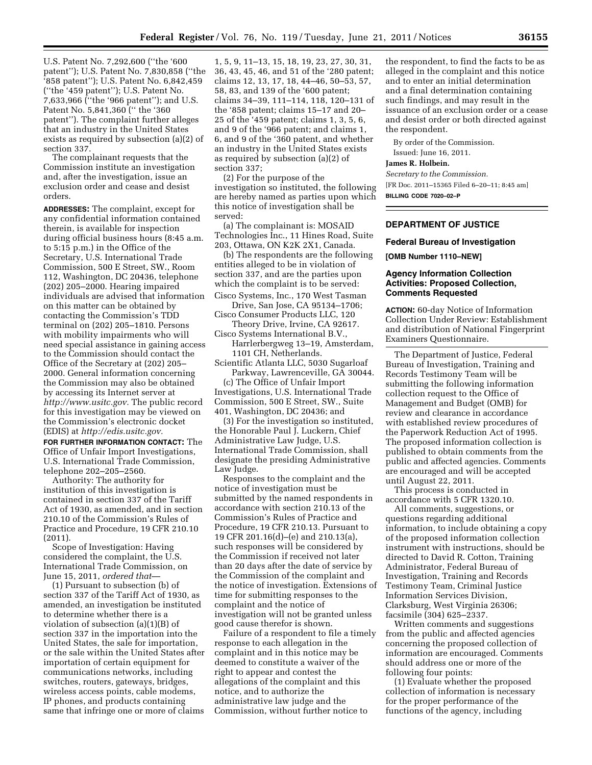U.S. Patent No. 7,292,600 (''the '600 patent''); U.S. Patent No. 7,830,858 (''the '858 patent''); U.S. Patent No. 6,842,459 (''the '459 patent''); U.S. Patent No. 7,633,966 (''the '966 patent''); and U.S. Patent No. 5,841,360 ('' the '360 patent''). The complaint further alleges that an industry in the United States exists as required by subsection (a)(2) of section 337.

The complainant requests that the Commission institute an investigation and, after the investigation, issue an exclusion order and cease and desist orders.

**ADDRESSES:** The complaint, except for any confidential information contained therein, is available for inspection during official business hours (8:45 a.m. to 5:15 p.m.) in the Office of the Secretary, U.S. International Trade Commission, 500 E Street, SW., Room 112, Washington, DC 20436, telephone (202) 205–2000. Hearing impaired individuals are advised that information on this matter can be obtained by contacting the Commission's TDD terminal on (202) 205–1810. Persons with mobility impairments who will need special assistance in gaining access to the Commission should contact the Office of the Secretary at (202) 205–2000. General information concerning the Commission may also be obtained by accessing its Internet server at *http://www.usitc.gov.* The public record for this investigation may be viewed on the Commission's electronic docket (EDIS) at *http://edis.usitc.gov.*

**FOR FURTHER INFORMATION CONTACT:** The Office of Unfair Import Investigations, U.S. International Trade Commission, telephone 202–205–2560.

Authority: The authority for institution of this investigation is contained in section 337 of the Tariff Act of 1930, as amended, and in section 210.10 of the Commission's Rules of Practice and Procedure, 19 CFR 210.10 (2011).

Scope of Investigation: Having considered the complaint, the U.S. International Trade Commission, on June 15, 2011, *ordered that*—

(1) Pursuant to subsection (b) of section 337 of the Tariff Act of 1930, as amended, an investigation be instituted to determine whether there is a violation of subsection (a)(1)(B) of section 337 in the importation into the United States, the sale for importation, or the sale within the United States after importation of certain equipment for communications networks, including switches, routers, gateways, bridges, wireless access points, cable modems, IP phones, and products containing same that infringe one or more of claims 1, 5, 9, 11–13, 15, 18, 19, 23, 27, 30, 31, 36, 43, 45, 46, and 51 of the '280 patent; claims 12, 13, 17, 18, 44–46, 50–53, 57, 58, 83, and 139 of the '600 patent; claims 34–39, 111–114, 118, 120–131 of the '858 patent; claims 15–17 and 20–25 of the '459 patent; claims 1, 3, 5, 6, and 9 of the '966 patent; and claims 1, 6, and 9 of the '360 patent, and whether an industry in the United States exists as required by subsection (a)(2) of section 337;

(2) For the purpose of the investigation so instituted, the following are hereby named as parties upon which this notice of investigation shall be served:

(a) The complainant is: MOSAID Technologies Inc., 11 Hines Road, Suite 203, Ottawa, ON K2K 2X1, Canada.

(b) The respondents are the following entities alleged to be in violation of section 337, and are the parties upon which the complaint is to be served:

Cisco Systems, Inc., 170 West Tasman Drive, San Jose, CA 95134–1706;
Cisco Consumer Products LLC, 120 Theory Drive, Irvine, CA 92617.
Cisco Systems International B.V., Harrlerbergweg 13–19, Amsterdam, 1101 CH, Netherlands.
Scientific Atlanta LLC, 5030 Sugarloaf Parkway, Lawrenceville, GA 30044.

(c) The Office of Unfair Import Investigations, U.S. International Trade Commission, 500 E Street, SW., Suite 401, Washington, DC 20436; and

(3) For the investigation so instituted, the Honorable Paul J. Luckern, Chief Administrative Law Judge, U.S. International Trade Commission, shall designate the presiding Administrative Law Judge.

Responses to the complaint and the notice of investigation must be submitted by the named respondents in accordance with section 210.13 of the Commission's Rules of Practice and Procedure, 19 CFR 210.13. Pursuant to 19 CFR 201.16(d)–(e) and 210.13(a), such responses will be considered by the Commission if received not later than 20 days after the date of service by the Commission of the complaint and the notice of investigation. Extensions of time for submitting responses to the complaint and the notice of investigation will not be granted unless good cause therefor is shown.

Failure of a respondent to file a timely response to each allegation in the complaint and in this notice may be deemed to constitute a waiver of the right to appear and contest the allegations of the complaint and this notice, and to authorize the administrative law judge and the Commission, without further notice to the respondent, to find the facts to be as alleged in the complaint and this notice and to enter an initial determination and a final determination containing such findings, and may result in the issuance of an exclusion order or a cease and desist order or both directed against the respondent.

By order of the Commission.

Issued: June 16, 2011.

**James R. Holbein.**

*Secretary to the Commission.*

[FR Doc. 2011–15365 Filed 6–20–11; 8:45 am]

**BILLING CODE 7020–02–P**

---

## DEPARTMENT OF JUSTICE

### Federal Bureau of Investigation

**[OMB Number 1110–NEW]**

### Agency Information Collection Activities: Proposed Collection, Comments Requested

**ACTION:** 60-day Notice of Information Collection Under Review: Establishment and distribution of National Fingerprint Examiners Questionnaire.

The Department of Justice, Federal Bureau of Investigation, Training and Records Testimony Team will be submitting the following information collection request to the Office of Management and Budget (OMB) for review and clearance in accordance with established review procedures of the Paperwork Reduction Act of 1995. The proposed information collection is published to obtain comments from the public and affected agencies. Comments are encouraged and will be accepted until August 22, 2011.

This process is conducted in accordance with 5 CFR 1320.10.

All comments, suggestions, or questions regarding additional information, to include obtaining a copy of the proposed information collection instrument with instructions, should be directed to David R. Cotton, Training Administrator, Federal Bureau of Investigation, Training and Records Testimony Team, Criminal Justice Information Services Division, Clarksburg, West Virginia 26306; facsimile (304) 625–2337.

Written comments and suggestions from the public and affected agencies concerning the proposed collection of information are encouraged. Comments should address one or more of the following four points:

(1) Evaluate whether the proposed collection of information is necessary for the proper performance of the functions of the agency, including